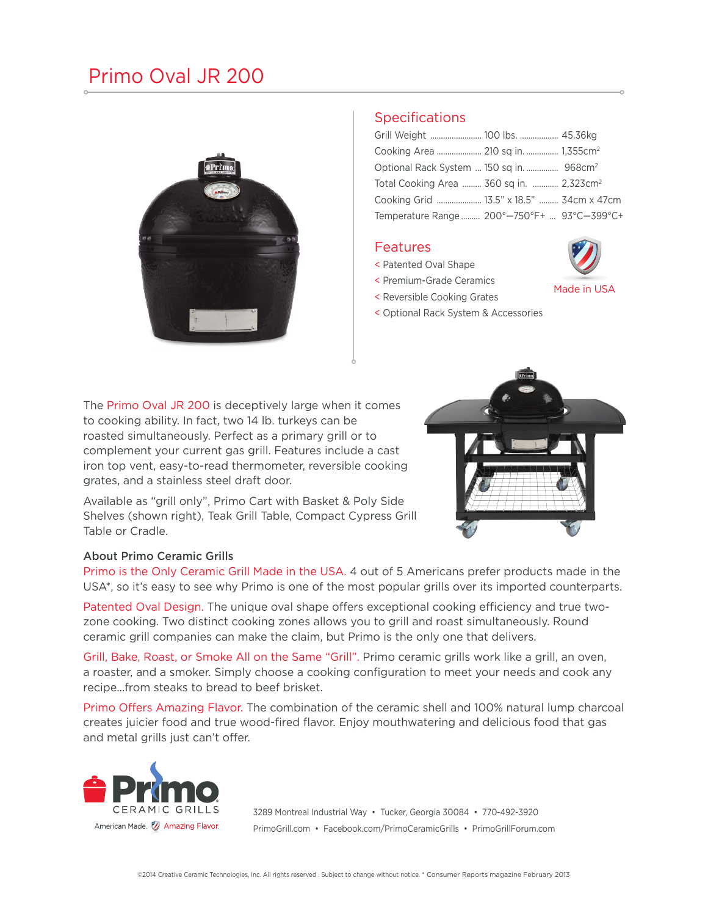# Primo Oval JR 200

## Specifications

| | | |
|---|---|---|
| Grill Weight | 100 lbs. | 45.36kg |
| Cooking Area | 210 sq in. | 1,355cm$^2$ |
| Optional Rack System | 150 sq in. | 968cm$^2$ |
| Total Cooking Area | 360 sq in. | 2,323cm$^2$ |
| Cooking Grid | 13.5" x 18.5" | 34cm x 47cm |
| Temperature Range | 200°–750°F+ | 93°C–399°C+ |

## Features

- Patented Oval Shape
- Premium-Grade Ceramics
- Reversible Cooking Grates
- Optional Rack System & Accessories

Made in USA

The Primo Oval JR 200 is deceptively large when it comes to cooking ability. In fact, two 14 lb. turkeys can be roasted simultaneously. Perfect as a primary grill or to complement your current gas grill. Features include a cast iron top vent, easy-to-read thermometer, reversible cooking grates, and a stainless steel draft door.

Available as "grill only", Primo Cart with Basket & Poly Side Shelves (shown right), Teak Grill Table, Compact Cypress Grill Table or Cradle.

### About Primo Ceramic Grills

Primo is the Only Ceramic Grill Made in the USA. 4 out of 5 Americans prefer products made in the USA*, so it's easy to see why Primo is one of the most popular grills over its imported counterparts.

Patented Oval Design. The unique oval shape offers exceptional cooking efficiency and true two-zone cooking. Two distinct cooking zones allows you to grill and roast simultaneously. Round ceramic grill companies can make the claim, but Primo is the only one that delivers.

Grill, Bake, Roast, or Smoke All on the Same "Grill". Primo ceramic grills work like a grill, an oven, a roaster, and a smoker. Simply choose a cooking configuration to meet your needs and cook any recipe...from steaks to bread to beef brisket.

Primo Offers Amazing Flavor. The combination of the ceramic shell and 100% natural lump charcoal creates juicier food and true wood-fired flavor. Enjoy mouthwatering and delicious food that gas and metal grills just can't offer.

Primo CERAMIC GRILLS

American Made. Amazing Flavor.

3289 Montreal Industrial Way • Tucker, Georgia 30084 • 770-492-3920

PrimoGrill.com • Facebook.com/PrimoCeramicGrills • PrimoGrillForum.com

©2014 Creative Ceramic Technologies, Inc. All rights reserved . Subject to change without notice. * Consumer Reports magazine February 2013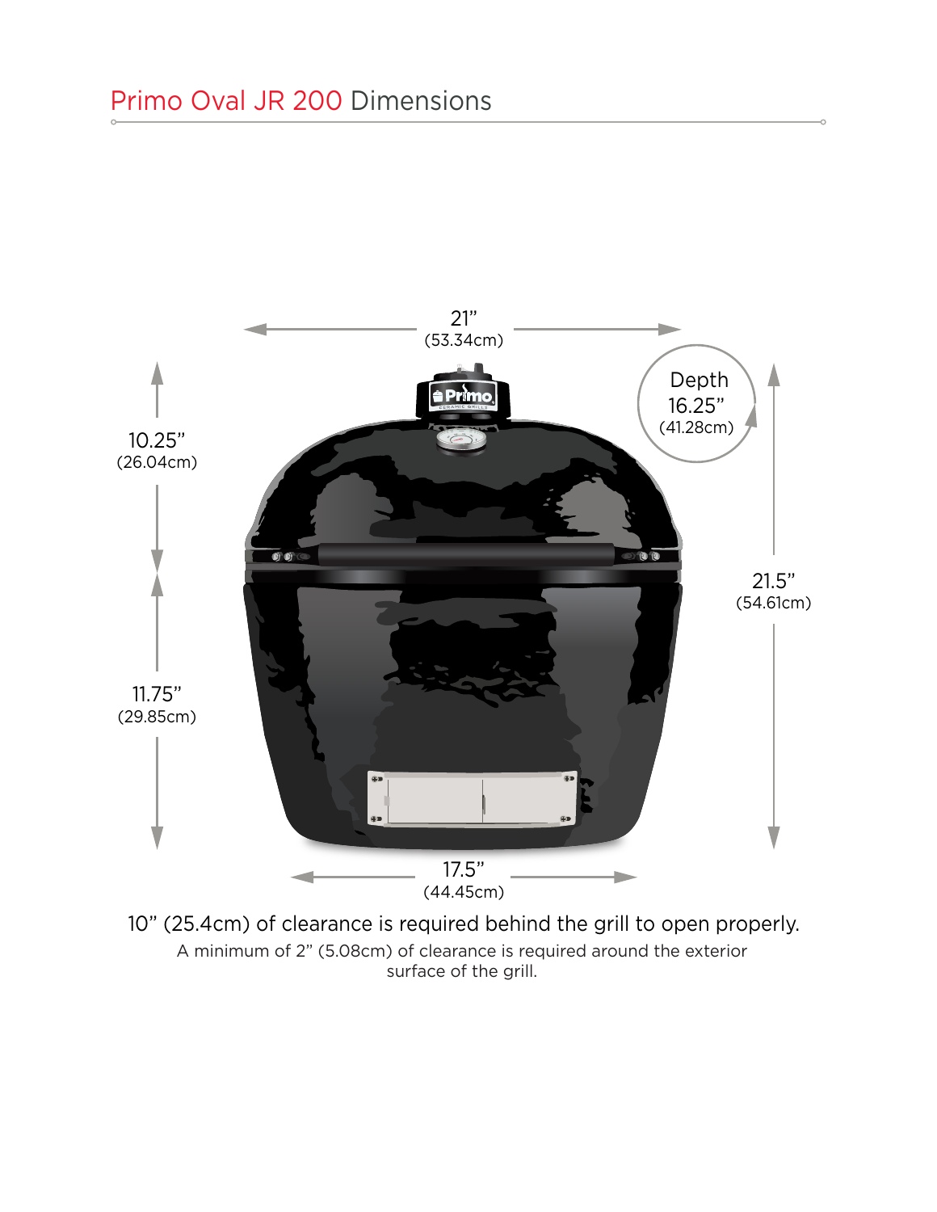## Primo Oval JR 200 Dimensions

21" (53.34cm)

Depth 16.25" (41.28cm)

10.25" (26.04cm)

11.75" (29.85cm)

21.5" (54.61cm)

17.5" (44.45cm)

10" (25.4cm) of clearance is required behind the grill to open properly.

A minimum of 2" (5.08cm) of clearance is required around the exterior surface of the grill.